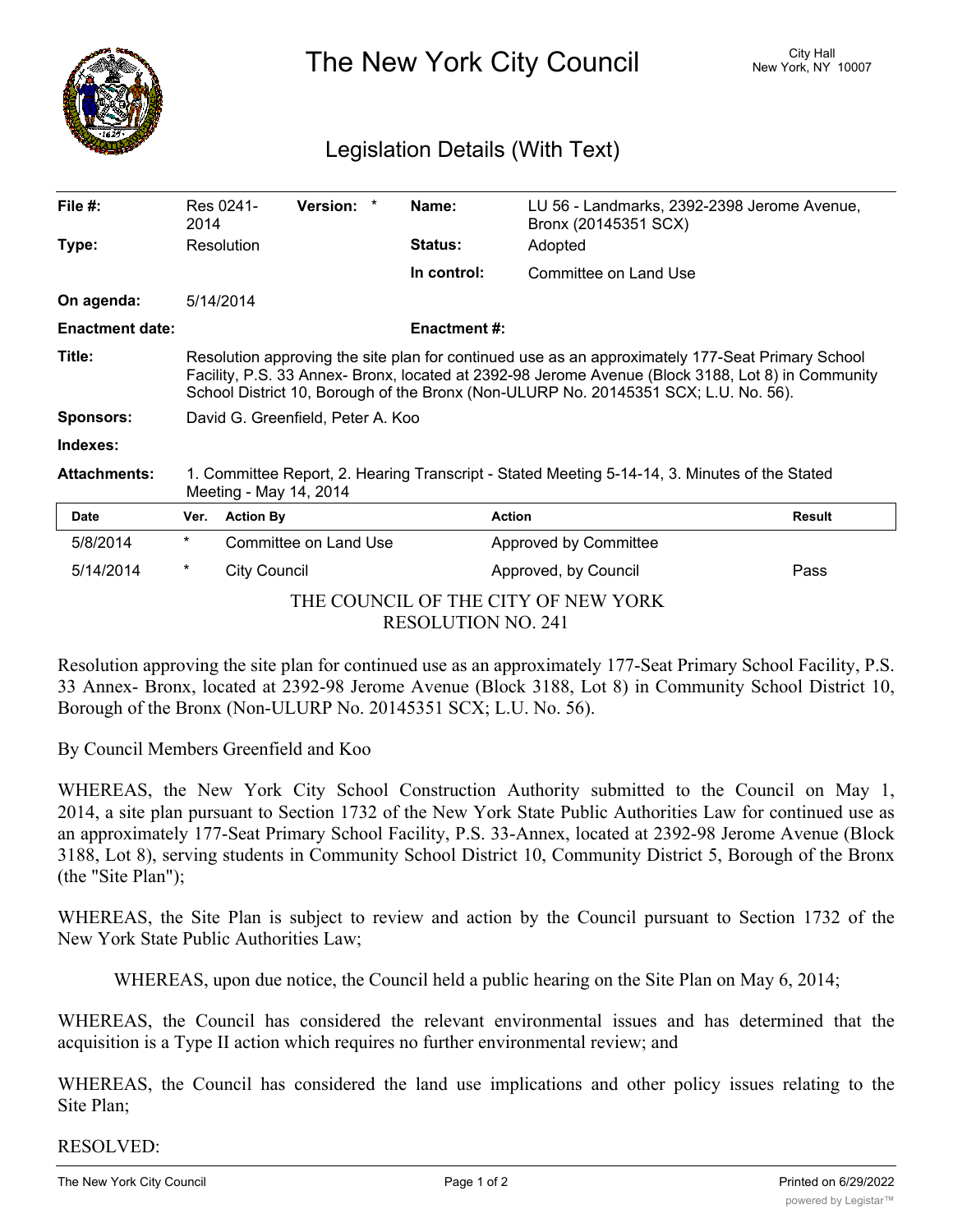# The New York City Council

City Hall
New York, NY 10007

## Legislation Details (With Text)

| | | | |
|---|---|---|---|
| **File #:** | Res 0241-2014 **Version:** * | **Name:** | LU 56 - Landmarks, 2392-2398 Jerome Avenue, Bronx (20145351 SCX) |
| **Type:** | Resolution | **Status:** | Adopted |
| | | **In control:** | Committee on Land Use |
| **On agenda:** | 5/14/2014 | | |
| **Enactment date:** | | **Enactment #:** | |

**Title:** Resolution approving the site plan for continued use as an approximately 177-Seat Primary School Facility, P.S. 33 Annex- Bronx, located at 2392-98 Jerome Avenue (Block 3188, Lot 8) in Community School District 10, Borough of the Bronx (Non-ULURP No. 20145351 SCX; L.U. No. 56).

**Sponsors:** David G. Greenfield, Peter A. Koo

**Indexes:**

**Attachments:** 1. Committee Report, 2. Hearing Transcript - Stated Meeting 5-14-14, 3. Minutes of the Stated Meeting - May 14, 2014

| Date | Ver. | Action By | Action | Result |
|---|---|---|---|---|
| 5/8/2014 | * | Committee on Land Use | Approved by Committee | |
| 5/14/2014 | * | City Council | Approved, by Council | Pass |

THE COUNCIL OF THE CITY OF NEW YORK
RESOLUTION NO. 241

Resolution approving the site plan for continued use as an approximately 177-Seat Primary School Facility, P.S. 33 Annex- Bronx, located at 2392-98 Jerome Avenue (Block 3188, Lot 8) in Community School District 10, Borough of the Bronx (Non-ULURP No. 20145351 SCX; L.U. No. 56).

By Council Members Greenfield and Koo

WHEREAS, the New York City School Construction Authority submitted to the Council on May 1, 2014, a site plan pursuant to Section 1732 of the New York State Public Authorities Law for continued use as an approximately 177-Seat Primary School Facility, P.S. 33-Annex, located at 2392-98 Jerome Avenue (Block 3188, Lot 8), serving students in Community School District 10, Community District 5, Borough of the Bronx (the "Site Plan");

WHEREAS, the Site Plan is subject to review and action by the Council pursuant to Section 1732 of the New York State Public Authorities Law;

WHEREAS, upon due notice, the Council held a public hearing on the Site Plan on May 6, 2014;

WHEREAS, the Council has considered the relevant environmental issues and has determined that the acquisition is a Type II action which requires no further environmental review; and

WHEREAS, the Council has considered the land use implications and other policy issues relating to the Site Plan;

RESOLVED: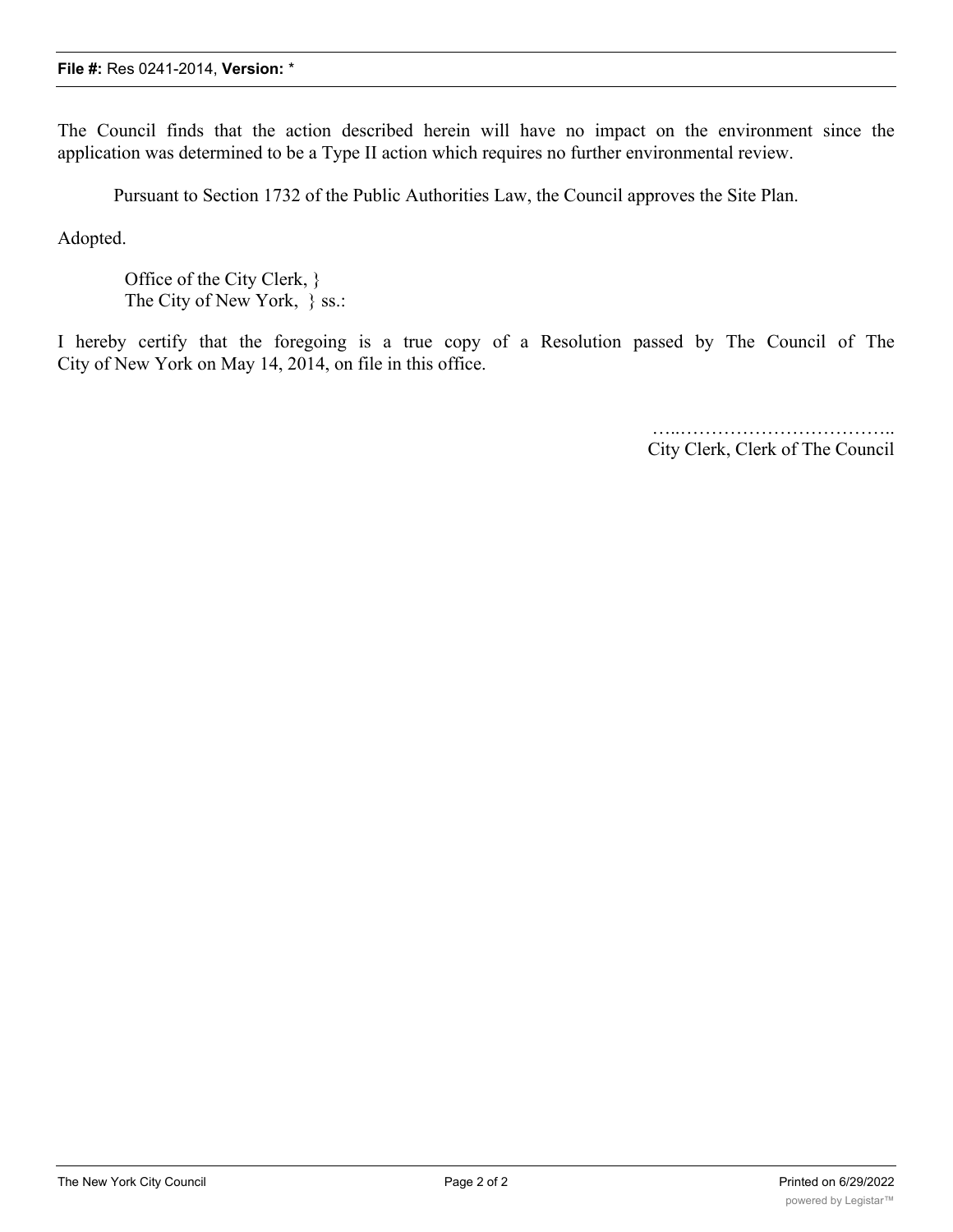The Council finds that the action described herein will have no impact on the environment since the application was determined to be a Type II action which requires no further environmental review.

Pursuant to Section 1732 of the Public Authorities Law, the Council approves the Site Plan.

Adopted.

Office of the City Clerk, }
The City of New York, } ss.:

I hereby certify that the foregoing is a true copy of a Resolution passed by The Council of The City of New York on May 14, 2014, on file in this office.

…..……………………………..
City Clerk, Clerk of The Council